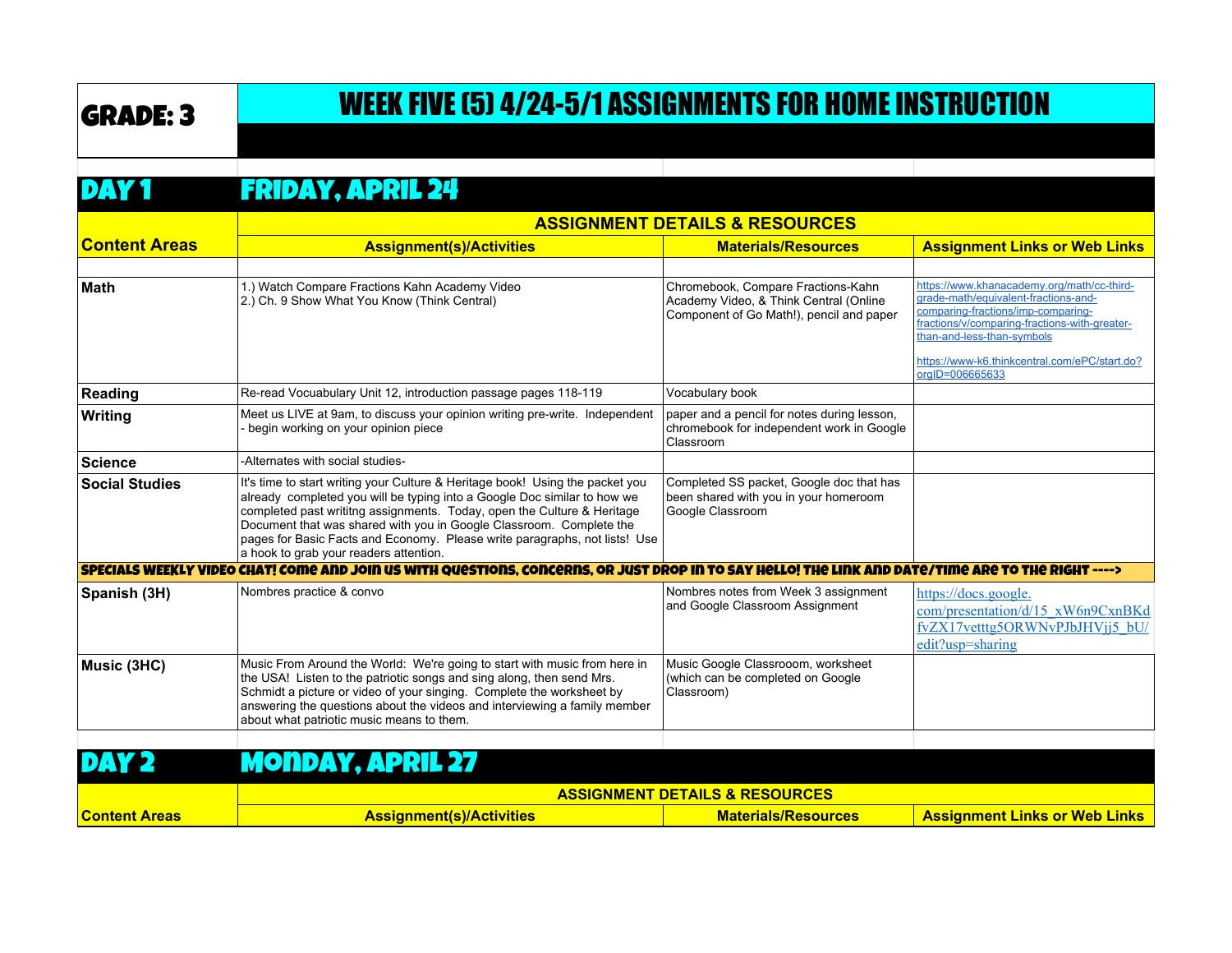# GRADE: 3

# WEEK FIVE (5) 4/24-5/1 ASSIGNMENTS FOR HOME INSTRUCTION

## DAY 1 FRIDAY, APRIL 24

| Content Areas | Assignment(s)/Activities | Materials/Resources | Assignment Links or Web Links |
|---|---|---|---|
| | ASSIGNMENT DETAILS & RESOURCES | | |
| **Math** | 1.) Watch Compare Fractions Kahn Academy Video<br>2.) Ch. 9 Show What You Know (Think Central) | Chromebook, Compare Fractions-Kahn Academy Video, & Think Central (Online Component of Go Math!), pencil and paper | https://www.khanacademy.org/math/cc-third-grade-math/equivalent-fractions-and-comparing-fractions/imp-comparing-fractions/v/comparing-fractions-with-greater-than-and-less-than-symbols<br><br>https://www-k6.thinkcentral.com/ePC/start.do?orgID=006665633 |
| **Reading** | Re-read Vocuabulary Unit 12, introduction passage pages 118-119 | Vocabulary book | |
| **Writing** | Meet us LIVE at 9am, to discuss your opinion writing pre-write. Independent - begin working on your opinion piece | paper and a pencil for notes during lesson, chromebook for independent work in Google Classroom | |
| **Science** | -Alternates with social studies- | | |
| **Social Studies** | It's time to start writing your Culture & Heritage book! Using the packet you already completed you will be typing into a Google Doc similar to how we completed past writitng assignments. Today, open the Culture & Heritage Document that was shared with you in Google Classroom. Complete the pages for Basic Facts and Economy. Please write paragraphs, not lists! Use a hook to grab your readers attention. | Completed SS packet, Google doc that has been shared with you in your homeroom Google Classroom | |
| **SPECIALS WEEKLY VIDEO CHAT! COME AND JOIN US WITH QUESTIONS, CONCERNS, OR JUST DROP IN TO SAY HELLO! THE LINK AND DATE/TIME ARE TO THE RIGHT ---->** | | | |
| **Spanish (3H)** | Nombres practice & convo | Nombres notes from Week 3 assignment and Google Classroom Assignment | https://docs.google.com/presentation/d/15_xW6n9CxnBKdfvZX17vetttg5ORWNvPJbJHVjj5_bU/edit?usp=sharing |
| **Music (3HC)** | Music From Around the World: We're going to start with music from here in the USA! Listen to the patriotic songs and sing along, then send Mrs. Schmidt a picture or video of your singing. Complete the worksheet by answering the questions about the videos and interviewing a family member about what patriotic music means to them. | Music Google Classrooom, worksheet (which can be completed on Google Classroom) | |

## DAY 2 MONDAY, APRIL 27

| Content Areas | Assignment(s)/Activities | Materials/Resources | Assignment Links or Web Links |
|---|---|---|---|
| | ASSIGNMENT DETAILS & RESOURCES | | |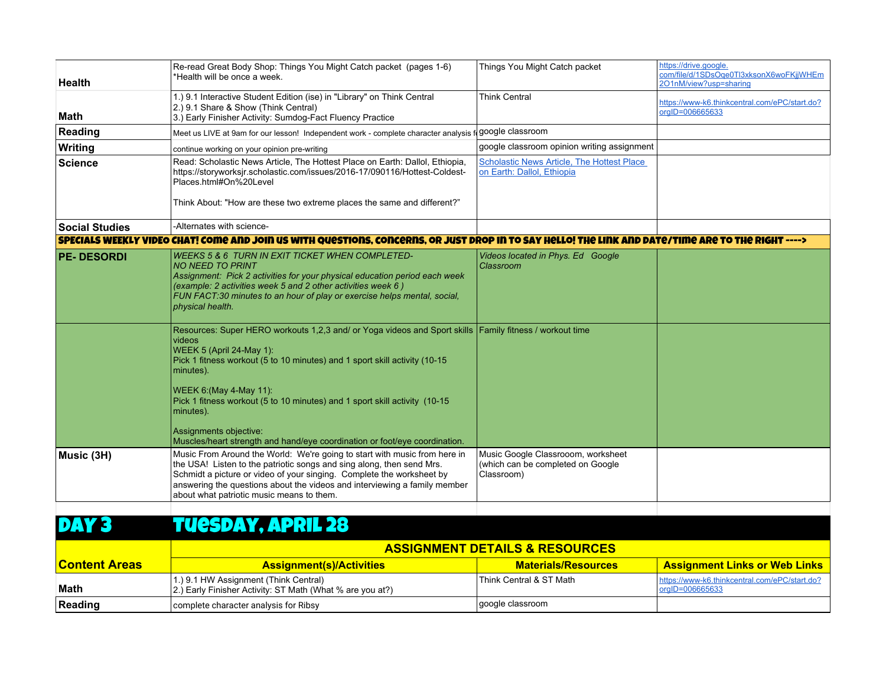| | | | |
|---|---|---|---|
| **Health** | Re-read Great Body Shop: Things You Might Catch packet (pages 1-6) *Health will be once a week. | Things You Might Catch packet | https://drive.google.com/file/d/1SDsOqe0Tl3xksonX6woFKjjWHEm2O1nM/view?usp=sharing |
| **Math** | 1.) 9.1 Interactive Student Edition (ise) in "Library" on Think Central<br>2.) 9.1 Share & Show (Think Central)<br>3.) Early Finisher Activity: Sumdog-Fact Fluency Practice | Think Central | https://www-k6.thinkcentral.com/ePC/start.do?orgID=006665633 |
| **Reading** | Meet us LIVE at 9am for our lesson! Independent work - complete character analysis f | google classroom | |
| **Writing** | continue working on your opinion pre-writing | google classroom opinion writing assignment | |
| **Science** | Read: Scholastic News Article, The Hottest Place on Earth: Dallol, Ethiopia, https://storyworksjr.scholastic.com/issues/2016-17/090116/Hottest-Coldest-Places.html#On%20Level<br><br>Think About: "How are these two extreme places the same and different?" | Scholastic News Article, The Hottest Place on Earth: Dallol, Ethiopia | |
| **Social Studies** | -Alternates with science- | | |
| **SPECIALS WEEKLY VIDEO CHAT! Come and join us with questions, concerns, or just drop in to say hello! The link and date/time are to the right ---->** | | | |
| **PE- DESORDI** | *WEEKS 5 & 6 TURN IN EXIT TICKET WHEN COMPLETED- NO NEED TO PRINT*<br>*Assignment: Pick 2 activities for your physical education period each week (example: 2 activities week 5 and 2 other activities week 6 )*<br>*FUN FACT:30 minutes to an hour of play or exercise helps mental, social, physical health.* | *Videos located in Phys. Ed Google Classroom* | |
| | Resources: Super HERO workouts 1,2,3 and/ or Yoga videos and Sport skills videos<br>WEEK 5 (April 24-May 1):<br>Pick 1 fitness workout (5 to 10 minutes) and 1 sport skill activity (10-15 minutes).<br><br>WEEK 6:(May 4-May 11):<br>Pick 1 fitness workout (5 to 10 minutes) and 1 sport skill activity (10-15 minutes).<br><br>Assignments objective:<br>Muscles/heart strength and hand/eye coordination or foot/eye coordination. | Family fitness / workout time | |
| **Music (3H)** | Music From Around the World: We're going to start with music from here in the USA! Listen to the patriotic songs and sing along, then send Mrs. Schmidt a picture or video of your singing. Complete the worksheet by answering the questions about the videos and interviewing a family member about what patriotic music means to them. | Music Google Classrooom, worksheet (which can be completed on Google Classroom) | |

## DAY 3 TUESDAY, APRIL 28

| | ASSIGNMENT DETAILS & RESOURCES | | |
|---|---|---|---|
| **Content Areas** | **Assignment(s)/Activities** | **Materials/Resources** | **Assignment Links or Web Links** |
| **Math** | 1.) 9.1 HW Assignment (Think Central)<br>2.) Early Finisher Activity: ST Math (What % are you at?) | Think Central & ST Math | https://www-k6.thinkcentral.com/ePC/start.do?orgID=006665633 |
| **Reading** | complete character analysis for Ribsy | google classroom | |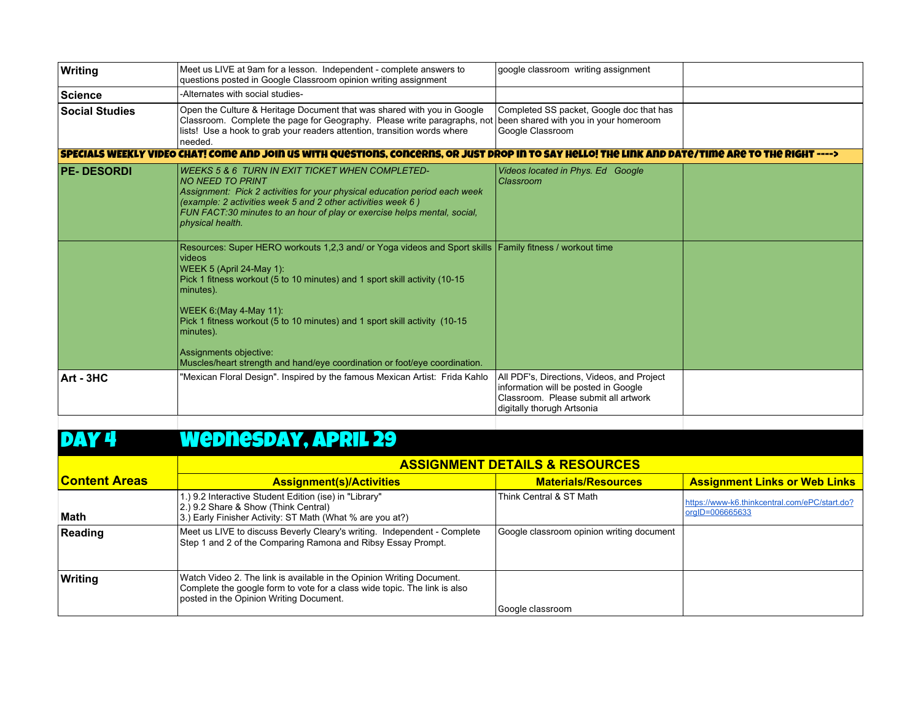| | | | |
|---|---|---|---|
| **Writing** | Meet us LIVE at 9am for a lesson. Independent - complete answers to questions posted in Google Classroom opinion writing assignment | google classroom writing assignment | |
| **Science** | -Alternates with social studies- | | |
| **Social Studies** | Open the Culture & Heritage Document that was shared with you in Google Classroom. Complete the page for Geography. Please write paragraphs, not lists! Use a hook to grab your readers attention, transition words where needed. | Completed SS packet, Google doc that has been shared with you in your homeroom Google Classroom | |
| **SPECIALS WEEKLY VIDEO CHAT! COME AND JOIN US WITH QUESTIONS, CONCERNS, OR JUST DROP IN TO SAY HELLO! THE LINK AND DATE/TIME ARE TO THE RIGHT ---->** | | | |
| **PE- DESORDI** | *WEEKS 5 & 6 TURN IN EXIT TICKET WHEN COMPLETED-*<br>*NO NEED TO PRINT*<br>*Assignment: Pick 2 activities for your physical education period each week (example: 2 activities week 5 and 2 other activities week 6 )*<br>*FUN FACT:30 minutes to an hour of play or exercise helps mental, social, physical health.* | *Videos located in Phys. Ed Google Classroom* | |
| | Resources: Super HERO workouts 1,2,3 and/ or Yoga videos and Sport skills videos<br>WEEK 5 (April 24-May 1):<br>Pick 1 fitness workout (5 to 10 minutes) and 1 sport skill activity (10-15 minutes).<br><br>WEEK 6:(May 4-May 11):<br>Pick 1 fitness workout (5 to 10 minutes) and 1 sport skill activity (10-15 minutes).<br><br>Assignments objective:<br>Muscles/heart strength and hand/eye coordination or foot/eye coordination. | Family fitness / workout time | |
| **Art - 3HC** | "Mexican Floral Design". Inspired by the famous Mexican Artist: Frida Kahlo | All PDF's, Directions, Videos, and Project information will be posted in Google Classroom. Please submit all artwork digitally thorugh Artsonia | |

# DAY 4 — WEDNESDAY, APRIL 29

| **Content Areas** | **ASSIGNMENT DETAILS & RESOURCES** | | |
|---|---|---|---|
| | **Assignment(s)/Activities** | **Materials/Resources** | **Assignment Links or Web Links** |
| **Math** | 1.) 9.2 Interactive Student Edition (ise) in "Library"<br>2.) 9.2 Share & Show (Think Central)<br>3.) Early Finisher Activity: ST Math (What % are you at?) | Think Central & ST Math | https://www-k6.thinkcentral.com/ePC/start.do?orgID=006665633 |
| **Reading** | Meet us LIVE to discuss Beverly Cleary's writing. Independent - Complete Step 1 and 2 of the Comparing Ramona and Ribsy Essay Prompt. | Google classroom opinion writing document | |
| **Writing** | Watch Video 2. The link is available in the Opinion Writing Document. Complete the google form to vote for a class wide topic. The link is also posted in the Opinion Writing Document. | Google classroom | |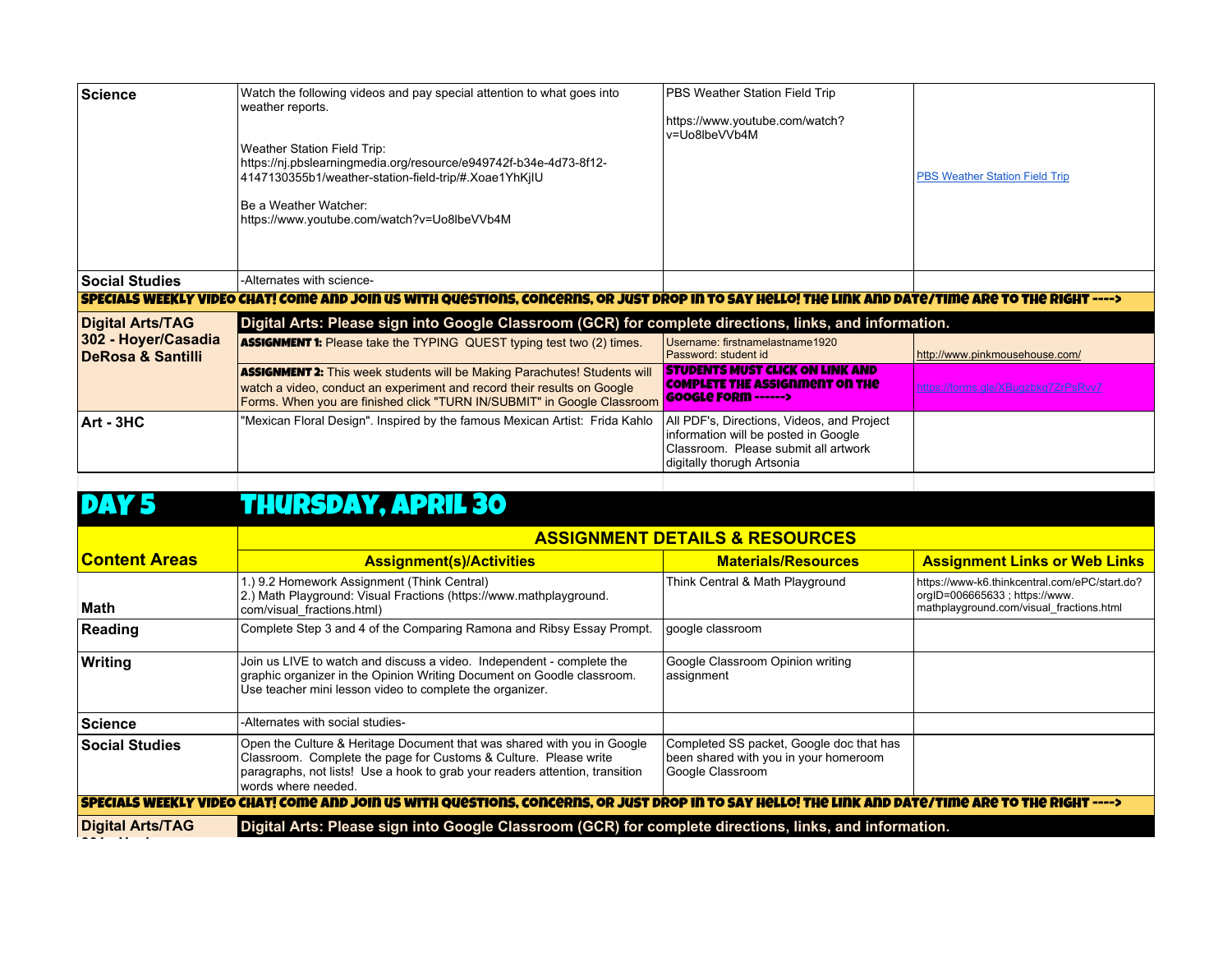| | | | |
|---|---|---|---|
| **Science** | Watch the following videos and pay special attention to what goes into weather reports.<br><br>Weather Station Field Trip:<br>https://nj.pbslearningmedia.org/resource/e949742f-b34e-4d73-8f12-4147130355b1/weather-station-field-trip/#.Xoae1YhKjIU<br><br>Be a Weather Watcher:<br>https://www.youtube.com/watch?v=Uo8lbeVVb4M | PBS Weather Station Field Trip<br><br>https://www.youtube.com/watch?v=Uo8lbeVVb4M | PBS Weather Station Field Trip |
| **Social Studies** | -Alternates with science- | | |
| **SPECIALS WEEKLY VIDEO CHAT! COME AND JOIN US WITH QUESTIONS, CONCERNS, OR JUST DROP IN TO SAY HELLO! THE LINK AND DATE/TIME ARE TO THE RIGHT ---->** | | | |
| **Digital Arts/TAG 302 - Hoyer/Casadia DeRosa & Santilli** | **Digital Arts: Please sign into Google Classroom (GCR) for complete directions, links, and information.** | | |
| | **ASSIGNMENT 1:** Please take the TYPING QUEST typing test two (2) times. | Username: firstnamelastname1920<br>Password: student id | http://www.pinkmousehouse.com/ |
| | **ASSIGNMENT 2:** This week students will be Making Parachutes! Students will watch a video, conduct an experiment and record their results on Google Forms. When you are finished click "TURN IN/SUBMIT" in Google Classroom | **STUDENTS MUST CLICK ON LINK AND COMPLETE THE ASSIGNMENT ON THE GOOGLE FORM ------>** | https://forms.gle/XBugzbkq7ZrPsRvv7 |
| **Art - 3HC** | "Mexican Floral Design". Inspired by the famous Mexican Artist: Frida Kahlo | All PDF's, Directions, Videos, and Project information will be posted in Google Classroom. Please submit all artwork digitally thorugh Artsonia | |

# DAY 5 THURSDAY, APRIL 30

| Content Areas | ASSIGNMENT DETAILS & RESOURCES | | |
|---|---|---|---|
| | **Assignment(s)/Activities** | **Materials/Resources** | **Assignment Links or Web Links** |
| **Math** | 1.) 9.2 Homework Assignment (Think Central)<br>2.) Math Playground: Visual Fractions (https://www.mathplayground.com/visual_fractions.html) | Think Central & Math Playground | https://www-k6.thinkcentral.com/ePC/start.do?orgID=006665633 ; https://www.mathplayground.com/visual_fractions.html |
| **Reading** | Complete Step 3 and 4 of the Comparing Ramona and Ribsy Essay Prompt. | google classroom | |
| **Writing** | Join us LIVE to watch and discuss a video. Independent - complete the graphic organizer in the Opinion Writing Document on Goodle classroom. Use teacher mini lesson video to complete the organizer. | Google Classroom Opinion writing assignment | |
| **Science** | -Alternates with social studies- | | |
| **Social Studies** | Open the Culture & Heritage Document that was shared with you in Google Classroom. Complete the page for Customs & Culture. Please write paragraphs, not lists! Use a hook to grab your readers attention, transition words where needed. | Completed SS packet, Google doc that has been shared with you in your homeroom Google Classroom | |
| **SPECIALS WEEKLY VIDEO CHAT! COME AND JOIN US WITH QUESTIONS, CONCERNS, OR JUST DROP IN TO SAY HELLO! THE LINK AND DATE/TIME ARE TO THE RIGHT ---->** | | | |
| **Digital Arts/TAG** | **Digital Arts: Please sign into Google Classroom (GCR) for complete directions, links, and information.** | | |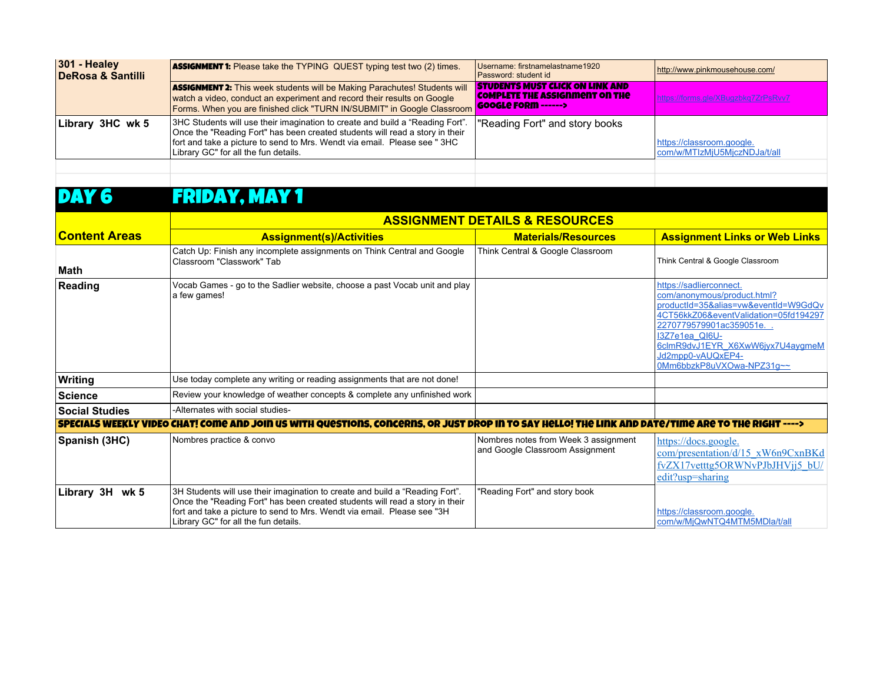| | | | |
|---|---|---|---|
| **301 - Healey DeRosa & Santilli** | **ASSIGNMENT 1:** Please take the TYPING QUEST typing test two (2) times. | Username: firstnamelastname1920 Password: student id | http://www.pinkmousehouse.com/ |
| | **ASSIGNMENT 2:** This week students will be Making Parachutes! Students will watch a video, conduct an experiment and record their results on Google Forms. When you are finished click "TURN IN/SUBMIT" in Google Classroom | **STUDENTS MUST CLICK ON LINK AND COMPLETE THE ASSIGNMENT ON THE GOOGLE FORM ------>** | https://forms.gle/XBugzbkq7ZrPsRvv7 |
| **Library 3HC wk 5** | 3HC Students will use their imagination to create and build a "Reading Fort". Once the "Reading Fort" has been created students will read a story in their fort and take a picture to send to Mrs. Wendt via email. Please see " 3HC Library GC" for all the fun details. | "Reading Fort" and story books | https://classroom.google.com/w/MTIzMjU5MjczNDJa/t/all |

# DAY 6 FRIDAY, MAY 1

| Content Areas | ASSIGNMENT DETAILS & RESOURCES | | |
|---|---|---|---|
| | **Assignment(s)/Activities** | **Materials/Resources** | **Assignment Links or Web Links** |
| **Math** | Catch Up: Finish any incomplete assignments on Think Central and Google Classroom "Classwork" Tab | Think Central & Google Classroom | Think Central & Google Classroom |
| **Reading** | Vocab Games - go to the Sadlier website, choose a past Vocab unit and play a few games! | | https://sadlierconnect.com/anonymous/product.html?productId=35&alias=vw&eventId=W9GdQv4CT56kkZ06&eventValidation=05fd1942972270779579901ac359051e.\_.I3Z7e1ea_QI6U-6clmR9dvJ1EYR_X6XwW6jyx7U4aygmeMJd2mpp0-vAUQxEP4-0Mm6bbzkP8uVXOwa-NPZ31g~~ |
| **Writing** | Use today complete any writing or reading assignments that are not done! | | |
| **Science** | Review your knowledge of weather concepts & complete any unfinished work | | |
| **Social Studies** | -Alternates with social studies- | | |
| **SPECIALS WEEKLY VIDEO CHAT! Come and join us with questions, concerns, or just drop in to say hello! The link and date/time are to the right ---->** | | | |
| **Spanish (3HC)** | Nombres practice & convo | Nombres notes from Week 3 assignment and Google Classroom Assignment | https://docs.google.com/presentation/d/15_xW6n9CxnBKdfvZX17vetttg5ORWNvPJbJHVjj5_bU/edit?usp=sharing |
| **Library 3H wk 5** | 3H Students will use their imagination to create and build a "Reading Fort". Once the "Reading Fort" has been created students will read a story in their fort and take a picture to send to Mrs. Wendt via email. Please see "3H Library GC" for all the fun details. | "Reading Fort" and story book | https://classroom.google.com/w/MjQwNTQ4MTM5MDla/t/all |